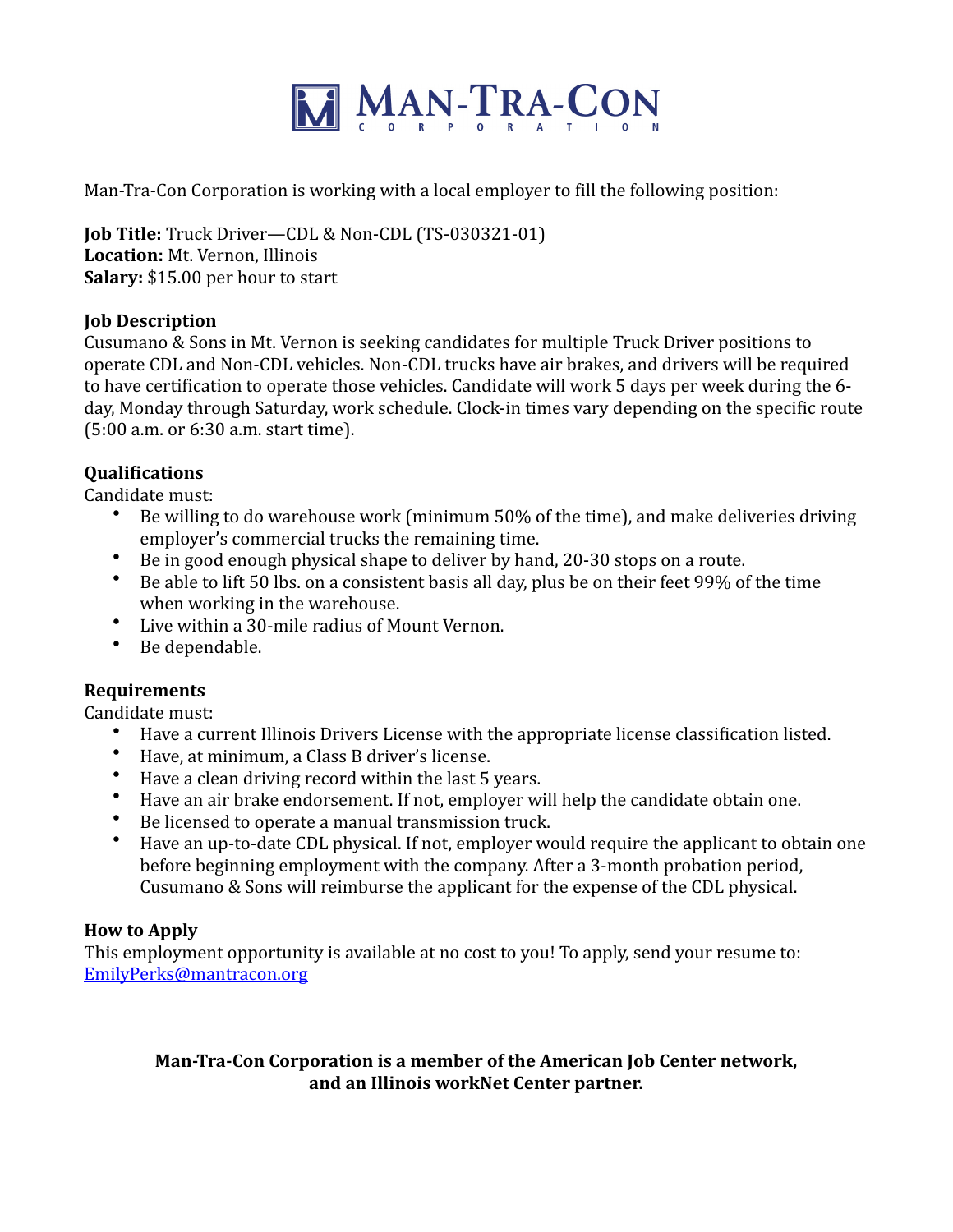# MAN-TRA-CON CORPORATION

Man-Tra-Con Corporation is working with a local employer to fill the following position:

**Job Title:** Truck Driver—CDL & Non-CDL (TS-030321-01)
**Location:** Mt. Vernon, Illinois
**Salary:** $15.00 per hour to start

**Job Description**

Cusumano & Sons in Mt. Vernon is seeking candidates for multiple Truck Driver positions to operate CDL and Non-CDL vehicles. Non-CDL trucks have air brakes, and drivers will be required to have certification to operate those vehicles. Candidate will work 5 days per week during the 6-day, Monday through Saturday, work schedule. Clock-in times vary depending on the specific route (5:00 a.m. or 6:30 a.m. start time).

**Qualifications**

Candidate must:

- Be willing to do warehouse work (minimum 50% of the time), and make deliveries driving employer's commercial trucks the remaining time.
- Be in good enough physical shape to deliver by hand, 20-30 stops on a route.
- Be able to lift 50 lbs. on a consistent basis all day, plus be on their feet 99% of the time when working in the warehouse.
- Live within a 30-mile radius of Mount Vernon.
- Be dependable.

**Requirements**

Candidate must:

- Have a current Illinois Drivers License with the appropriate license classification listed.
- Have, at minimum, a Class B driver's license.
- Have a clean driving record within the last 5 years.
- Have an air brake endorsement. If not, employer will help the candidate obtain one.
- Be licensed to operate a manual transmission truck.
- Have an up-to-date CDL physical. If not, employer would require the applicant to obtain one before beginning employment with the company. After a 3-month probation period, Cusumano & Sons will reimburse the applicant for the expense of the CDL physical.

**How to Apply**

This employment opportunity is available at no cost to you! To apply, send your resume to: EmilyPerks@mantracon.org

**Man-Tra-Con Corporation is a member of the American Job Center network, and an Illinois workNet Center partner.**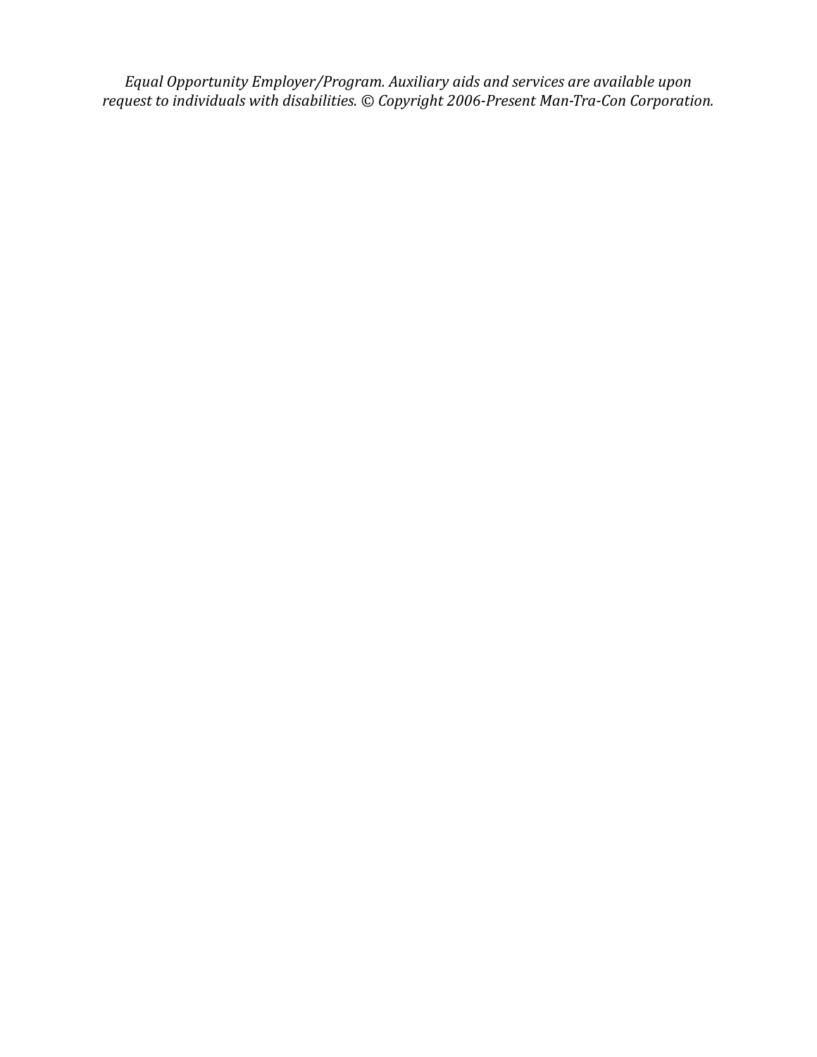*Equal Opportunity Employer/Program. Auxiliary aids and services are available upon request to individuals with disabilities. © Copyright 2006-Present Man-Tra-Con Corporation.*